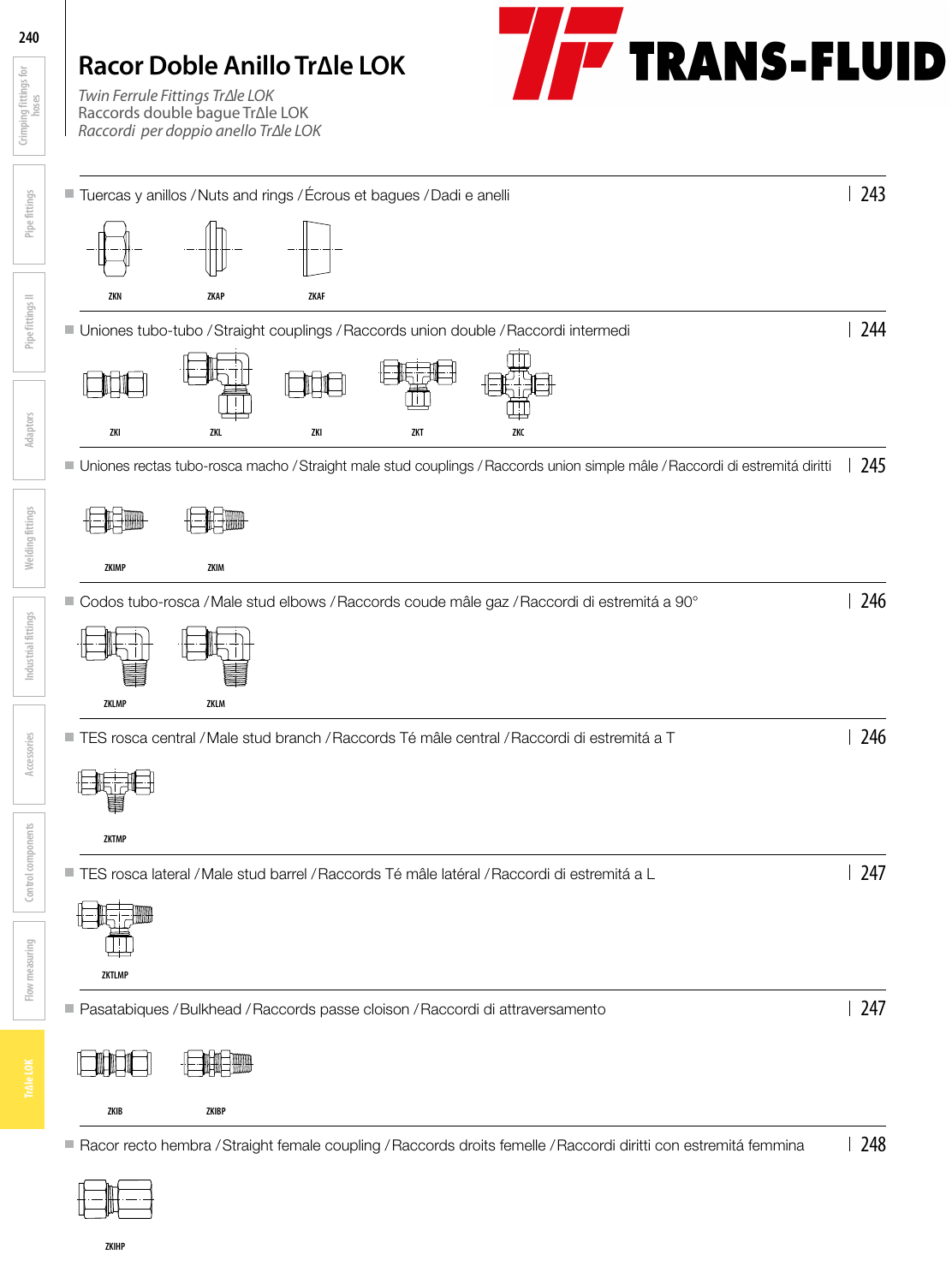# Racor Doble Anillo TrΔle LOK

*Twin Ferrule Fittings TrΔle LOK*
Raccords double bague TrΔle LOK
*Raccordi per doppio anello TrΔle LOK*

TRANS-FLUID

- Tuercas y anillos / Nuts and rings / Écrous et bagues / Dadi e anelli | 243

ZKN ZKAP ZKAF

- Uniones tubo-tubo / Straight couplings / Raccords union double / Raccordi intermedi | 244

ZKI ZKL ZKI ZKT ZKC

- Uniones rectas tubo-rosca macho / Straight male stud couplings / Raccords union simple mâle / Raccordi di estremitá diritti | 245

ZKIMP ZKIM

- Codos tubo-rosca / Male stud elbows / Raccords coude mâle gaz / Raccordi di estremitá a 90° | 246

ZKLMP ZKLM

- TES rosca central / Male stud branch / Raccords Té mâle central / Raccordi di estremitá a T | 246

ZKTMP

- TES rosca lateral / Male stud barrel / Raccords Té mâle latéral / Raccordi di estremitá a L | 247

ZKTLMP

- Pasatabiques / Bulkhead / Raccords passe cloison / Raccordi di attraversamento | 247

ZKIB ZKIBP

- Racor recto hembra / Straight female coupling / Raccords droits femelle / Raccordi diritti con estremitá femmina | 248

ZKIHP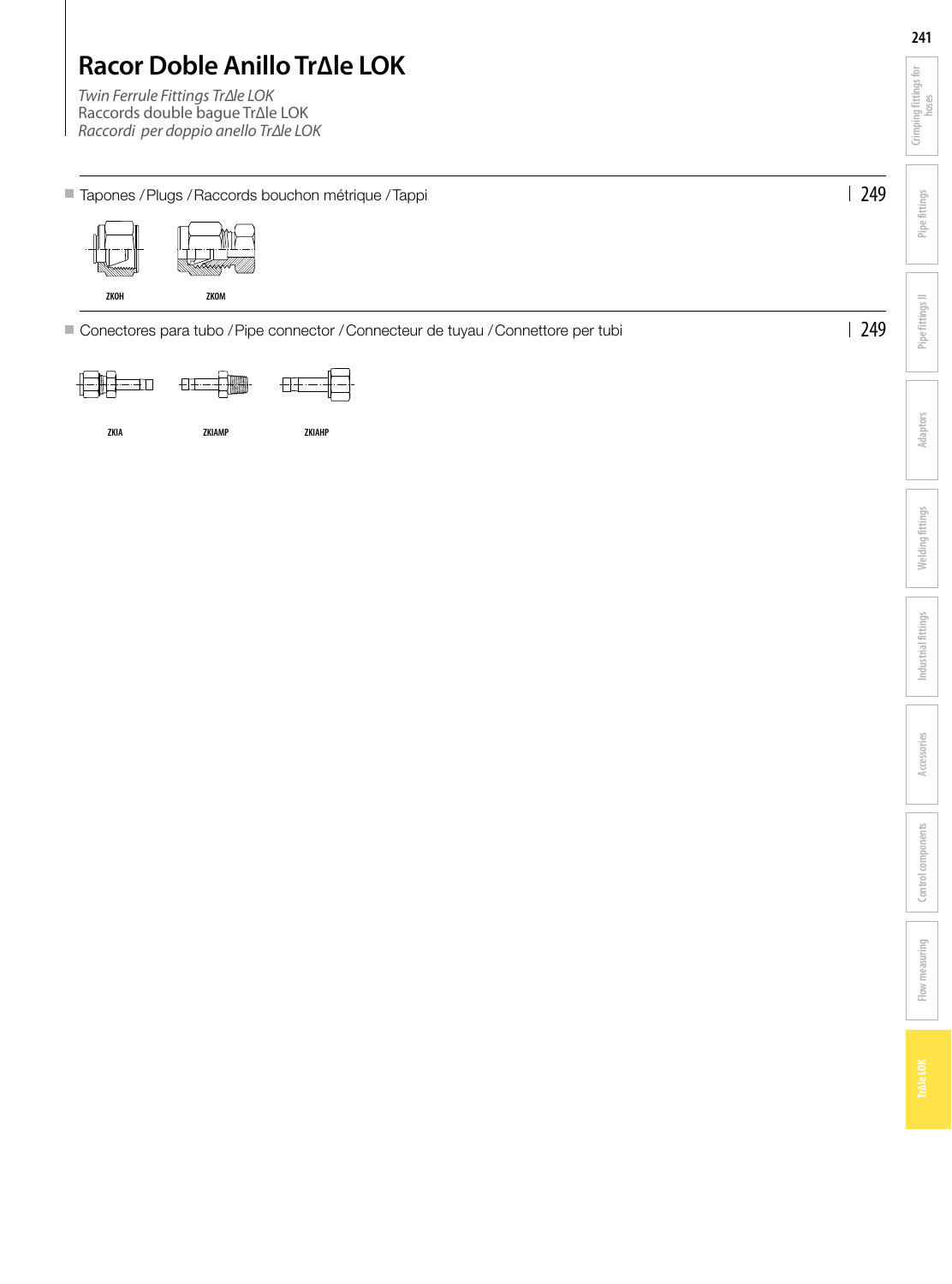# Racor Doble Anillo TrΔle LOK

*Twin Ferrule Fittings TrΔle LOK*
Raccords double bague TrΔle LOK
*Raccordi per doppio anello TrΔle LOK*

## Tapones / Plugs / Raccords bouchon métrique / Tappi — 249

ZKOH    ZKOM

## Conectores para tubo / Pipe connector / Connecteur de tuyau / Connettore per tubi — 249

ZKIA    ZKIAMP    ZKIAHP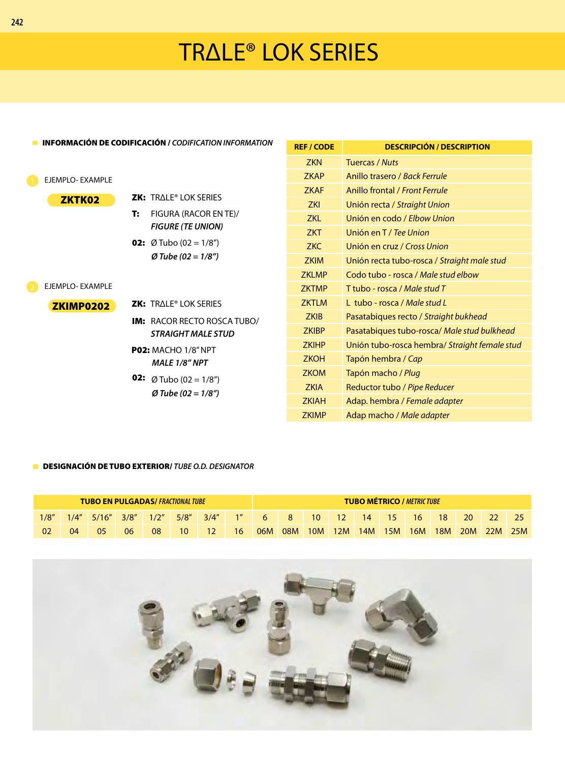# TRΔLE® LOK SERIES

## INFORMACIÓN DE CODIFICACIÓN / *CODIFICATION INFORMATION*

1 EJEMPLO- EXAMPLE

**ZKTK02**

**ZK:** TRΔLE® LOK SERIES

**T:** FIGURA (RACOR EN TE)/ ***FIGURE (TE UNION)***

**02:** Ø Tubo (02 = 1/8”) ***Ø Tube (02 = 1/8”)***

2 EJEMPLO- EXAMPLE

**ZKIMP0202**

**ZK:** TRΔLE® LOK SERIES

**IM:** RACOR RECTO ROSCA TUBO/ ***STRAIGHT MALE STUD***

**P02:** MACHO 1/8” NPT ***MALE 1/8” NPT***

**02:** Ø Tubo (02 = 1/8”) ***Ø Tube (02 = 1/8”)***

| REF / CODE | DESCRIPCIÓN / DESCRIPTION |
|---|---|
| ZKN | Tuercas / *Nuts* |
| ZKAP | Anillo trasero / *Back Ferrule* |
| ZKAF | Anillo frontal / *Front Ferrule* |
| ZKI | Unión recta / *Straight Union* |
| ZKL | Unión en codo / *Elbow Union* |
| ZKT | Unión en T / *Tee Union* |
| ZKC | Unión en cruz / *Cross Union* |
| ZKIM | Unión recta tubo-rosca / *Straight male stud* |
| ZKLMP | Codo tubo - rosca / *Male stud elbow* |
| ZKTMP | T tubo - rosca / *Male stud T* |
| ZKTLM | L tubo - rosca / *Male stud L* |
| ZKIB | Pasatabiques recto / *Straight bukhead* |
| ZKIBP | Pasatabiques tubo-rosca/ *Male stud bulkhead* |
| ZKIHP | Unión tubo-rosca hembra/ *Straight female stud* |
| ZKOH | Tapón hembra / *Cap* |
| ZKOM | Tapón macho / *Plug* |
| ZKIA | Reductor tubo / *Pipe Reducer* |
| ZKIAH | Adap. hembra / *Female adapter* |
| ZKIMP | Adap macho / *Male adapter* |

## DESIGNACIÓN DE TUBO EXTERIOR/ *TUBE O.D. DESIGNATOR*

| TUBO EN PULGADAS/ *FRACTIONAL TUBE* | | | | | | | | TUBO MÉTRICO / *METRIC TUBE* | | | | | | | | | | |
|---|---|---|---|---|---|---|---|---|---|---|---|---|---|---|---|---|---|---|
| 1/8” | 1/4” | 5/16” | 3/8” | 1/2” | 5/8” | 3/4” | 1” | 6 | 8 | 10 | 12 | 14 | 15 | 16 | 18 | 20 | 22 | 25 |
| 02 | 04 | 05 | 06 | 08 | 10 | 12 | 16 | 06M | 08M | 10M | 12M | 14M | 15M | 16M | 18M | 20M | 22M | 25M |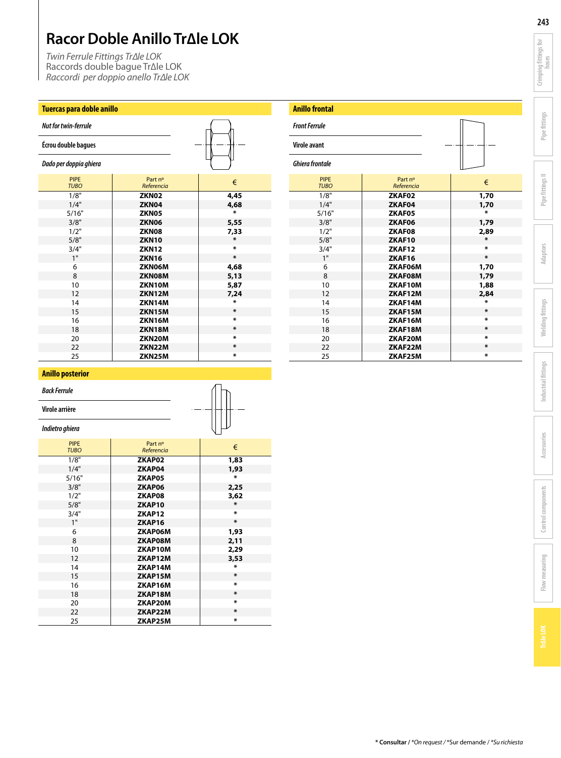# Racor Doble Anillo TrΔle LOK

*Twin Ferrule Fittings TrΔle LOK*
Raccords double bague TrΔle LOK
*Raccordi per doppio anello TrΔle LOK*

## Tuercas para doble anillo

*Nut for twin-ferrule*

Écrou double bagues

*Dado per doppia ghiera*

| PIPE *TUBO* | Part nº *Referencia* | € |
|---|---|---|
| 1/8" | **ZKN02** | **4,45** |
| 1/4" | **ZKN04** | **4,68** |
| 5/16" | **ZKN05** | * |
| 3/8" | **ZKN06** | **5,55** |
| 1/2" | **ZKN08** | **7,33** |
| 5/8" | **ZKN10** | * |
| 3/4" | **ZKN12** | * |
| 1" | **ZKN16** | * |
| 6 | **ZKN06M** | **4,68** |
| 8 | **ZKN08M** | **5,13** |
| 10 | **ZKN10M** | **5,87** |
| 12 | **ZKN12M** | **7,24** |
| 14 | **ZKN14M** | * |
| 15 | **ZKN15M** | * |
| 16 | **ZKN16M** | * |
| 18 | **ZKN18M** | * |
| 20 | **ZKN20M** | * |
| 22 | **ZKN22M** | * |
| 25 | **ZKN25M** | * |

## Anillo posterior

*Back Ferrule*

Virole arrière

*Indietro ghiera*

| PIPE *TUBO* | Part nº *Referencia* | € |
|---|---|---|
| 1/8" | **ZKAP02** | **1,83** |
| 1/4" | **ZKAP04** | **1,93** |
| 5/16" | **ZKAP05** | * |
| 3/8" | **ZKAP06** | **2,25** |
| 1/2" | **ZKAP08** | **3,62** |
| 5/8" | **ZKAP10** | * |
| 3/4" | **ZKAP12** | * |
| 1" | **ZKAP16** | * |
| 6 | **ZKAP06M** | **1,93** |
| 8 | **ZKAP08M** | **2,11** |
| 10 | **ZKAP10M** | **2,29** |
| 12 | **ZKAP12M** | **3,53** |
| 14 | **ZKAP14M** | * |
| 15 | **ZKAP15M** | * |
| 16 | **ZKAP16M** | * |
| 18 | **ZKAP18M** | * |
| 20 | **ZKAP20M** | * |
| 22 | **ZKAP22M** | * |
| 25 | **ZKAP25M** | * |

## Anillo frontal

*Front Ferrule*

Virole avant

*Ghiera frontale*

| PIPE *TUBO* | Part nº *Referencia* | € |
|---|---|---|
| 1/8" | **ZKAF02** | **1,70** |
| 1/4" | **ZKAF04** | **1,70** |
| 5/16" | **ZKAF05** | * |
| 3/8" | **ZKAF06** | **1,79** |
| 1/2" | **ZKAF08** | **2,89** |
| 5/8" | **ZKAF10** | * |
| 3/4" | **ZKAF12** | * |
| 1" | **ZKAF16** | * |
| 6 | **ZKAF06M** | **1,70** |
| 8 | **ZKAF08M** | **1,79** |
| 10 | **ZKAF10M** | **1,88** |
| 12 | **ZKAF12M** | **2,84** |
| 14 | **ZKAF14M** | * |
| 15 | **ZKAF15M** | * |
| 16 | **ZKAF16M** | * |
| 18 | **ZKAF18M** | * |
| 20 | **ZKAF20M** | * |
| 22 | **ZKAF22M** | * |
| 25 | **ZKAF25M** | * |

**\* Consultar** / *\*On request* / \*Sur demande / *\*Su richiesta*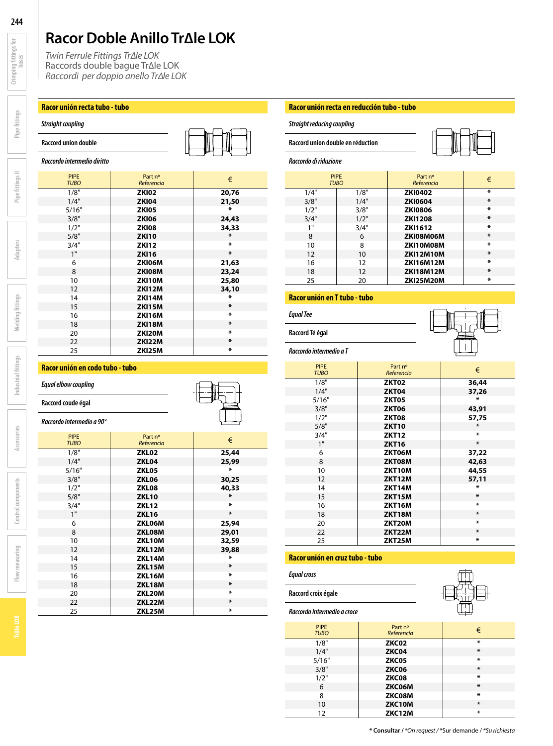# Racor Doble Anillo TrΔle LOK

*Twin Ferrule Fittings TrΔle LOK*
Raccords double bague TrΔle LOK
*Raccordi per doppio anello TrΔle LOK*

## Racor unión recta tubo - tubo

*Straight coupling*

Raccord union double

*Raccordo intermedio diritto*

| PIPE *TUBO* | Part nº *Referencia* | € |
|---|---|---|
| 1/8" | **ZKI02** | **20,76** |
| 1/4" | **ZKI04** | **21,50** |
| 5/16" | **ZKI05** | * |
| 3/8" | **ZKI06** | **24,43** |
| 1/2" | **ZKI08** | **34,33** |
| 5/8" | **ZKI10** | * |
| 3/4" | **ZKI12** | * |
| 1" | **ZKI16** | * |
| 6 | **ZKI06M** | **21,63** |
| 8 | **ZKI08M** | **23,24** |
| 10 | **ZKI10M** | **25,80** |
| 12 | **ZKI12M** | **34,10** |
| 14 | **ZKI14M** | * |
| 15 | **ZKI15M** | * |
| 16 | **ZKI16M** | * |
| 18 | **ZKI18M** | * |
| 20 | **ZKI20M** | * |
| 22 | **ZKI22M** | * |
| 25 | **ZKI25M** | * |

## Racor unión en codo tubo - tubo

*Equal elbow coupling*

Raccord coude égal

*Raccordo intermedio a 90°*

| PIPE *TUBO* | Part nº *Referencia* | € |
|---|---|---|
| 1/8" | **ZKL02** | **25,44** |
| 1/4" | **ZKL04** | **25,99** |
| 5/16" | **ZKL05** | * |
| 3/8" | **ZKL06** | **30,25** |
| 1/2" | **ZKL08** | **40,33** |
| 5/8" | **ZKL10** | * |
| 3/4" | **ZKL12** | * |
| 1" | **ZKL16** | * |
| 6 | **ZKL06M** | **25,94** |
| 8 | **ZKL08M** | **29,01** |
| 10 | **ZKL10M** | **32,59** |
| 12 | **ZKL12M** | **39,88** |
| 14 | **ZKL14M** | * |
| 15 | **ZKL15M** | * |
| 16 | **ZKL16M** | * |
| 18 | **ZKL18M** | * |
| 20 | **ZKL20M** | * |
| 22 | **ZKL22M** | * |
| 25 | **ZKL25M** | * |

## Racor unión recta en reducción tubo - tubo

*Straight reducing coupling*

Raccord union double en réduction

*Raccordo di riduzione*

| PIPE *TUBO* | | Part nº *Referencia* | € |
|---|---|---|---|
| 1/4" | 1/8" | **ZKI0402** | * |
| 3/8" | 1/4" | **ZKI0604** | * |
| 1/2" | 3/8" | **ZKI0806** | * |
| 3/4" | 1/2" | **ZKI1208** | * |
| 1" | 3/4" | **ZKI1612** | * |
| 8 | 6 | **ZKI08M06M** | * |
| 10 | 8 | **ZKI10M08M** | * |
| 12 | 10 | **ZKI12M10M** | * |
| 16 | 12 | **ZKI16M12M** | * |
| 18 | 12 | **ZKI18M12M** | * |
| 25 | 20 | **ZKI25M20M** | * |

## Racor unión en T tubo - tubo

*Equal Tee*

Raccord Té égal

*Raccordo intermedio a T*

| PIPE *TUBO* | Part nº *Referencia* | € |
|---|---|---|
| 1/8" | **ZKT02** | **36,44** |
| 1/4" | **ZKT04** | **37,26** |
| 5/16" | **ZKT05** | * |
| 3/8" | **ZKT06** | **43,91** |
| 1/2" | **ZKT08** | **57,75** |
| 5/8" | **ZKT10** | * |
| 3/4" | **ZKT12** | * |
| 1" | **ZKT16** | * |
| 6 | **ZKT06M** | **37,22** |
| 8 | **ZKT08M** | **42,63** |
| 10 | **ZKT10M** | **44,55** |
| 12 | **ZKT12M** | **57,11** |
| 14 | **ZKT14M** | * |
| 15 | **ZKT15M** | * |
| 16 | **ZKT16M** | * |
| 18 | **ZKT18M** | * |
| 20 | **ZKT20M** | * |
| 22 | **ZKT22M** | * |
| 25 | **ZKT25M** | * |

## Racor unión en cruz tubo - tubo

*Equal cross*

Raccord croix égale

*Raccordo intermedio a croce*

| PIPE *TUBO* | Part nº *Referencia* | € |
|---|---|---|
| 1/8" | **ZKC02** | * |
| 1/4" | **ZKC04** | * |
| 5/16" | **ZKC05** | * |
| 3/8" | **ZKC06** | * |
| 1/2" | **ZKC08** | * |
| 6 | **ZKC06M** | * |
| 8 | **ZKC08M** | * |
| 10 | **ZKC10M** | * |
| 12 | **ZKC12M** | * |

**\* Consultar** / *\*On request* / \*Sur demande / *\*Su richiesta*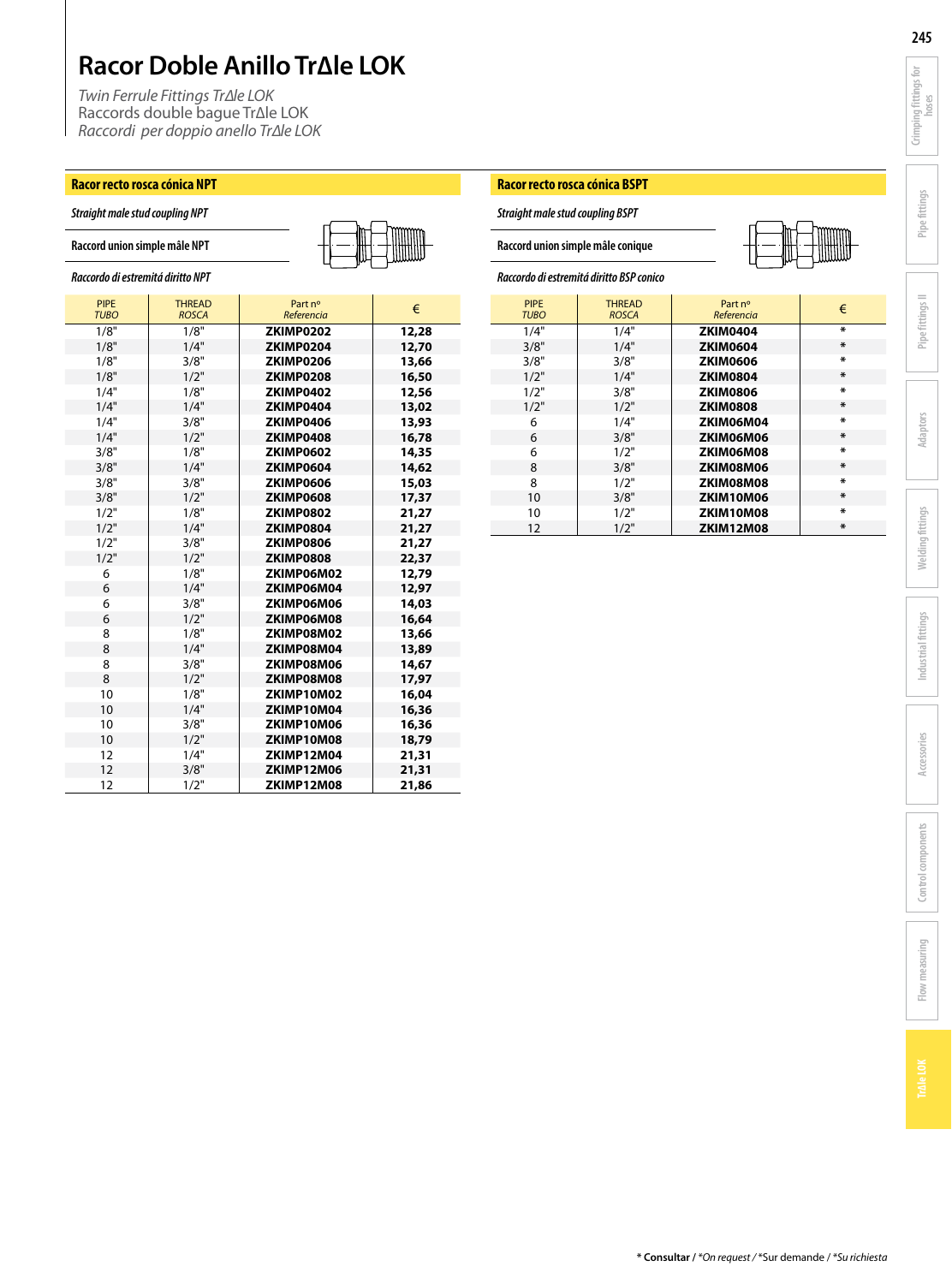# Racor Doble Anillo TrΔle LOK

*Twin Ferrule Fittings TrΔle LOK*
Raccords double bague TrΔle LOK
*Raccordi per doppio anello TrΔle LOK*

## Racor recto rosca cónica NPT

*Straight male stud coupling NPT*

Raccord union simple mâle NPT

*Raccordo di estremitá diritto NPT*

| PIPE *TUBO* | THREAD *ROSCA* | Part nº *Referencia* | € |
|---|---|---|---|
| 1/8" | 1/8" | **ZKIMP0202** | **12,28** |
| 1/8" | 1/4" | **ZKIMP0204** | **12,70** |
| 1/8" | 3/8" | **ZKIMP0206** | **13,66** |
| 1/8" | 1/2" | **ZKIMP0208** | **16,50** |
| 1/4" | 1/8" | **ZKIMP0402** | **12,56** |
| 1/4" | 1/4" | **ZKIMP0404** | **13,02** |
| 1/4" | 3/8" | **ZKIMP0406** | **13,93** |
| 1/4" | 1/2" | **ZKIMP0408** | **16,78** |
| 3/8" | 1/8" | **ZKIMP0602** | **14,35** |
| 3/8" | 1/4" | **ZKIMP0604** | **14,62** |
| 3/8" | 3/8" | **ZKIMP0606** | **15,03** |
| 3/8" | 1/2" | **ZKIMP0608** | **17,37** |
| 1/2" | 1/8" | **ZKIMP0802** | **21,27** |
| 1/2" | 1/4" | **ZKIMP0804** | **21,27** |
| 1/2" | 3/8" | **ZKIMP0806** | **21,27** |
| 1/2" | 1/2" | **ZKIMP0808** | **22,37** |
| 6 | 1/8" | **ZKIMP06M02** | **12,79** |
| 6 | 1/4" | **ZKIMP06M04** | **12,97** |
| 6 | 3/8" | **ZKIMP06M06** | **14,03** |
| 6 | 1/2" | **ZKIMP06M08** | **16,64** |
| 8 | 1/8" | **ZKIMP08M02** | **13,66** |
| 8 | 1/4" | **ZKIMP08M04** | **13,89** |
| 8 | 3/8" | **ZKIMP08M06** | **14,67** |
| 8 | 1/2" | **ZKIMP08M08** | **17,97** |
| 10 | 1/8" | **ZKIMP10M02** | **16,04** |
| 10 | 1/4" | **ZKIMP10M04** | **16,36** |
| 10 | 3/8" | **ZKIMP10M06** | **16,36** |
| 10 | 1/2" | **ZKIMP10M08** | **18,79** |
| 12 | 1/4" | **ZKIMP12M04** | **21,31** |
| 12 | 3/8" | **ZKIMP12M06** | **21,31** |
| 12 | 1/2" | **ZKIMP12M08** | **21,86** |

## Racor recto rosca cónica BSPT

*Straight male stud coupling BSPT*

Raccord union simple mâle conique

*Raccordo di estremitá diritto BSP conico*

| PIPE *TUBO* | THREAD *ROSCA* | Part nº *Referencia* | € |
|---|---|---|---|
| 1/4" | 1/4" | **ZKIM0404** | * |
| 3/8" | 1/4" | **ZKIM0604** | * |
| 3/8" | 3/8" | **ZKIM0606** | * |
| 1/2" | 1/4" | **ZKIM0804** | * |
| 1/2" | 3/8" | **ZKIM0806** | * |
| 1/2" | 1/2" | **ZKIM0808** | * |
| 6 | 1/4" | **ZKIM06M04** | * |
| 6 | 3/8" | **ZKIM06M06** | * |
| 6 | 1/2" | **ZKIM06M08** | * |
| 8 | 3/8" | **ZKIM08M06** | * |
| 8 | 1/2" | **ZKIM08M08** | * |
| 10 | 3/8" | **ZKIM10M06** | * |
| 10 | 1/2" | **ZKIM10M08** | * |
| 12 | 1/2" | **ZKIM12M08** | * |

**\* Consultar** / *\*On request* / \*Sur demande / *\*Su richiesta*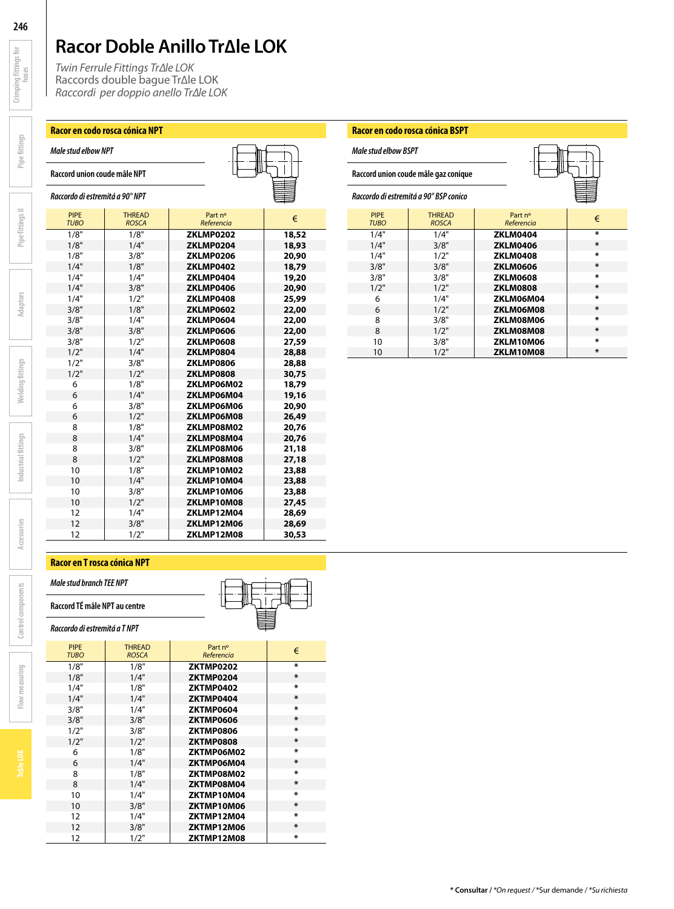# Racor Doble Anillo TrΔle LOK

*Twin Ferrule Fittings TrΔle LOK*
Raccords double bague TrΔle LOK
*Raccordi per doppio anello TrΔle LOK*

## Racor en codo rosca cónica NPT

*Male stud elbow NPT*

Raccord union coude mâle NPT

*Raccordo di estremitá a 90° NPT*

| PIPE *TUBO* | THREAD *ROSCA* | Part nº *Referencia* | € |
|---|---|---|---|
| 1/8" | 1/8" | **ZKLMP0202** | **18,52** |
| 1/8" | 1/4" | **ZKLMP0204** | **18,93** |
| 1/8" | 3/8" | **ZKLMP0206** | **20,90** |
| 1/4" | 1/8" | **ZKLMP0402** | **18,79** |
| 1/4" | 1/4" | **ZKLMP0404** | **19,20** |
| 1/4" | 3/8" | **ZKLMP0406** | **20,90** |
| 1/4" | 1/2" | **ZKLMP0408** | **25,99** |
| 3/8" | 1/8" | **ZKLMP0602** | **22,00** |
| 3/8" | 1/4" | **ZKLMP0604** | **22,00** |
| 3/8" | 3/8" | **ZKLMP0606** | **22,00** |
| 3/8" | 1/2" | **ZKLMP0608** | **27,59** |
| 1/2" | 1/4" | **ZKLMP0804** | **28,88** |
| 1/2" | 3/8" | **ZKLMP0806** | **28,88** |
| 1/2" | 1/2" | **ZKLMP0808** | **30,75** |
| 6 | 1/8" | **ZKLMP06M02** | **18,79** |
| 6 | 1/4" | **ZKLMP06M04** | **19,16** |
| 6 | 3/8" | **ZKLMP06M06** | **20,90** |
| 6 | 1/2" | **ZKLMP06M08** | **26,49** |
| 8 | 1/8" | **ZKLMP08M02** | **20,76** |
| 8 | 1/4" | **ZKLMP08M04** | **20,76** |
| 8 | 3/8" | **ZKLMP08M06** | **21,18** |
| 8 | 1/2" | **ZKLMP08M08** | **27,18** |
| 10 | 1/8" | **ZKLMP10M02** | **23,88** |
| 10 | 1/4" | **ZKLMP10M04** | **23,88** |
| 10 | 3/8" | **ZKLMP10M06** | **23,88** |
| 10 | 1/2" | **ZKLMP10M08** | **27,45** |
| 12 | 1/4" | **ZKLMP12M04** | **28,69** |
| 12 | 3/8" | **ZKLMP12M06** | **28,69** |
| 12 | 1/2" | **ZKLMP12M08** | **30,53** |

## Racor en codo rosca cónica BSPT

*Male stud elbow BSPT*

Raccord union coude mâle gaz conique

*Raccordo di estremitá a 90° BSP conico*

| PIPE *TUBO* | THREAD *ROSCA* | Part nº *Referencia* | € |
|---|---|---|---|
| 1/4" | 1/4" | **ZKLM0404** | * |
| 1/4" | 3/8" | **ZKLM0406** | * |
| 1/4" | 1/2" | **ZKLM0408** | * |
| 3/8" | 3/8" | **ZKLM0606** | * |
| 3/8" | 3/8" | **ZKLM0608** | * |
| 1/2" | 1/2" | **ZKLM0808** | * |
| 6 | 1/4" | **ZKLM06M04** | * |
| 6 | 1/2" | **ZKLM06M08** | * |
| 8 | 3/8" | **ZKLM08M06** | * |
| 8 | 1/2" | **ZKLM08M08** | * |
| 10 | 3/8" | **ZKLM10M06** | * |
| 10 | 1/2" | **ZKLM10M08** | * |

## Racor en T rosca cónica NPT

*Male stud branch TEE NPT*

Raccord TÉ mâle NPT au centre

*Raccordo di estremitá a T NPT*

| PIPE *TUBO* | THREAD *ROSCA* | Part nº *Referencia* | € |
|---|---|---|---|
| 1/8" | 1/8" | **ZKTMP0202** | * |
| 1/8" | 1/4" | **ZKTMP0204** | * |
| 1/4" | 1/8" | **ZKTMP0402** | * |
| 1/4" | 1/4" | **ZKTMP0404** | * |
| 3/8" | 1/4" | **ZKTMP0604** | * |
| 3/8" | 3/8" | **ZKTMP0606** | * |
| 1/2" | 3/8" | **ZKTMP0806** | * |
| 1/2" | 1/2" | **ZKTMP0808** | * |
| 6 | 1/8" | **ZKTMP06M02** | * |
| 6 | 1/4" | **ZKTMP06M04** | * |
| 8 | 1/8" | **ZKTMP08M02** | * |
| 8 | 1/4" | **ZKTMP08M04** | * |
| 10 | 1/4" | **ZKTMP10M04** | * |
| 10 | 3/8" | **ZKTMP10M06** | * |
| 12 | 1/4" | **ZKTMP12M04** | * |
| 12 | 3/8" | **ZKTMP12M06** | * |
| 12 | 1/2" | **ZKTMP12M08** | * |

**\* Consultar** / *\*On request* / \*Sur demande / *\*Su richiesta*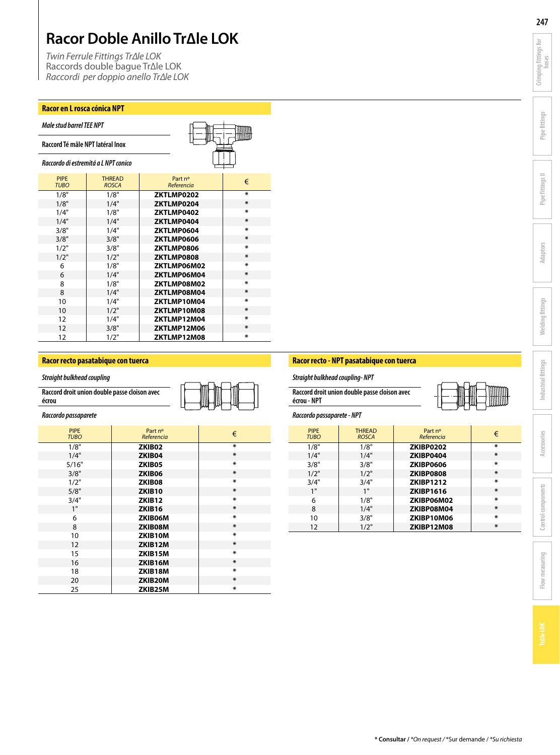# Racor Doble Anillo TrΔle LOK

*Twin Ferrule Fittings TrΔle LOK*
Raccords double bague TrΔle LOK
*Raccordi per doppio anello TrΔle LOK*

## Racor en L rosca cónica NPT

*Male stud barrel TEE NPT*

Raccord Té mâle NPT latéral Inox

*Raccordo di estremitá a L NPT conico*

| PIPE *TUBO* | THREAD *ROSCA* | Part nº *Referencia* | € |
|---|---|---|---|
| 1/8" | 1/8" | **ZKTLMP0202** | * |
| 1/8" | 1/4" | **ZKTLMP0204** | * |
| 1/4" | 1/8" | **ZKTLMP0402** | * |
| 1/4" | 1/4" | **ZKTLMP0404** | * |
| 3/8" | 1/4" | **ZKTLMP0604** | * |
| 3/8" | 3/8" | **ZKTLMP0606** | * |
| 1/2" | 3/8" | **ZKTLMP0806** | * |
| 1/2" | 1/2" | **ZKTLMP0808** | * |
| 6 | 1/8" | **ZKTLMP06M02** | * |
| 6 | 1/4" | **ZKTLMP06M04** | * |
| 8 | 1/8" | **ZKTLMP08M02** | * |
| 8 | 1/4" | **ZKTLMP08M04** | * |
| 10 | 1/4" | **ZKTLMP10M04** | * |
| 10 | 1/2" | **ZKTLMP10M08** | * |
| 12 | 1/4" | **ZKTLMP12M04** | * |
| 12 | 3/8" | **ZKTLMP12M06** | * |
| 12 | 1/2" | **ZKTLMP12M08** | * |

## Racor recto pasatabique con tuerca

*Straight bulkhead coupling*

Raccord droit union double passe cloison avec écrou

*Raccordo passaparete*

| PIPE *TUBO* | Part nº *Referencia* | € |
|---|---|---|
| 1/8" | **ZKIB02** | * |
| 1/4" | **ZKIB04** | * |
| 5/16" | **ZKIB05** | * |
| 3/8" | **ZKIB06** | * |
| 1/2" | **ZKIB08** | * |
| 5/8" | **ZKIB10** | * |
| 3/4" | **ZKIB12** | * |
| 1" | **ZKIB16** | * |
| 6 | **ZKIB06M** | * |
| 8 | **ZKIB08M** | * |
| 10 | **ZKIB10M** | * |
| 12 | **ZKIB12M** | * |
| 15 | **ZKIB15M** | * |
| 16 | **ZKIB16M** | * |
| 18 | **ZKIB18M** | * |
| 20 | **ZKIB20M** | * |
| 25 | **ZKIB25M** | * |

## Racor recto - NPT pasatabique con tuerca

*Straight bulkhead coupling- NPT*

Raccord droit union double passe cloison avec écrou - NPT

*Raccordo passaparete - NPT*

| PIPE *TUBO* | THREAD *ROSCA* | Part nº *Referencia* | € |
|---|---|---|---|
| 1/8" | 1/8" | **ZKIBP0202** | * |
| 1/4" | 1/4" | **ZKIBP0404** | * |
| 3/8" | 3/8" | **ZKIBP0606** | * |
| 1/2" | 1/2" | **ZKIBP0808** | * |
| 3/4" | 3/4" | **ZKIBP1212** | * |
| 1" | 1" | **ZKIBP1616** | * |
| 6 | 1/8" | **ZKIBP06M02** | * |
| 8 | 1/4" | **ZKIBP08M04** | * |
| 10 | 3/8" | **ZKIBP10M06** | * |
| 12 | 1/2" | **ZKIBP12M08** | * |

**\* Consultar** / *\*On request* / \*Sur demande / *\*Su richiesta*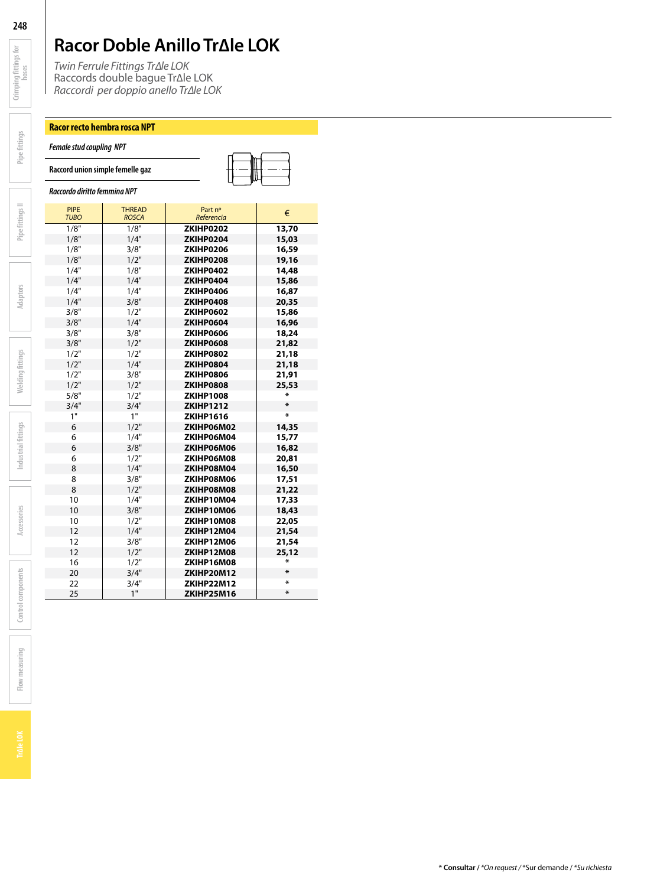# Racor Doble Anillo TrΔle LOK

*Twin Ferrule Fittings TrΔle LOK*
Raccords double bague TrΔle LOK
*Raccordi per doppio anello TrΔle LOK*

## Racor recto hembra rosca NPT

***Female stud coupling NPT***

**Raccord union simple femelle gaz**

***Raccordo diritto femmina NPT***

| PIPE *TUBO* | THREAD *ROSCA* | Part nº *Referencia* | € |
|---|---|---|---|
| 1/8" | 1/8" | **ZKIHP0202** | **13,70** |
| 1/8" | 1/4" | **ZKIHP0204** | **15,03** |
| 1/8" | 3/8" | **ZKIHP0206** | **16,59** |
| 1/8" | 1/2" | **ZKIHP0208** | **19,16** |
| 1/4" | 1/8" | **ZKIHP0402** | **14,48** |
| 1/4" | 1/4" | **ZKIHP0404** | **15,86** |
| 1/4" | 1/4" | **ZKIHP0406** | **16,87** |
| 1/4" | 3/8" | **ZKIHP0408** | **20,35** |
| 3/8" | 1/2" | **ZKIHP0602** | **15,86** |
| 3/8" | 1/4" | **ZKIHP0604** | **16,96** |
| 3/8" | 3/8" | **ZKIHP0606** | **18,24** |
| 3/8" | 1/2" | **ZKIHP0608** | **21,82** |
| 1/2" | 1/2" | **ZKIHP0802** | **21,18** |
| 1/2" | 1/4" | **ZKIHP0804** | **21,18** |
| 1/2" | 3/8" | **ZKIHP0806** | **21,91** |
| 1/2" | 1/2" | **ZKIHP0808** | **25,53** |
| 5/8" | 1/2" | **ZKIHP1008** | * |
| 3/4" | 3/4" | **ZKIHP1212** | * |
| 1" | 1" | **ZKIHP1616** | * |
| 6 | 1/2" | **ZKIHP06M02** | **14,35** |
| 6 | 1/4" | **ZKIHP06M04** | **15,77** |
| 6 | 3/8" | **ZKIHP06M06** | **16,82** |
| 6 | 1/2" | **ZKIHP06M08** | **20,81** |
| 8 | 1/4" | **ZKIHP08M04** | **16,50** |
| 8 | 3/8" | **ZKIHP08M06** | **17,51** |
| 8 | 1/2" | **ZKIHP08M08** | **21,22** |
| 10 | 1/4" | **ZKIHP10M04** | **17,33** |
| 10 | 3/8" | **ZKIHP10M06** | **18,43** |
| 10 | 1/2" | **ZKIHP10M08** | **22,05** |
| 12 | 1/4" | **ZKIHP12M04** | **21,54** |
| 12 | 3/8" | **ZKIHP12M06** | **21,54** |
| 12 | 1/2" | **ZKIHP12M08** | **25,12** |
| 16 | 1/2" | **ZKIHP16M08** | * |
| 20 | 3/4" | **ZKIHP20M12** | * |
| 22 | 3/4" | **ZKIHP22M12** | * |
| 25 | 1" | **ZKIHP25M16** | * |

**\* Consultar** / *\*On request* / \*Sur demande / *\*Su richiesta*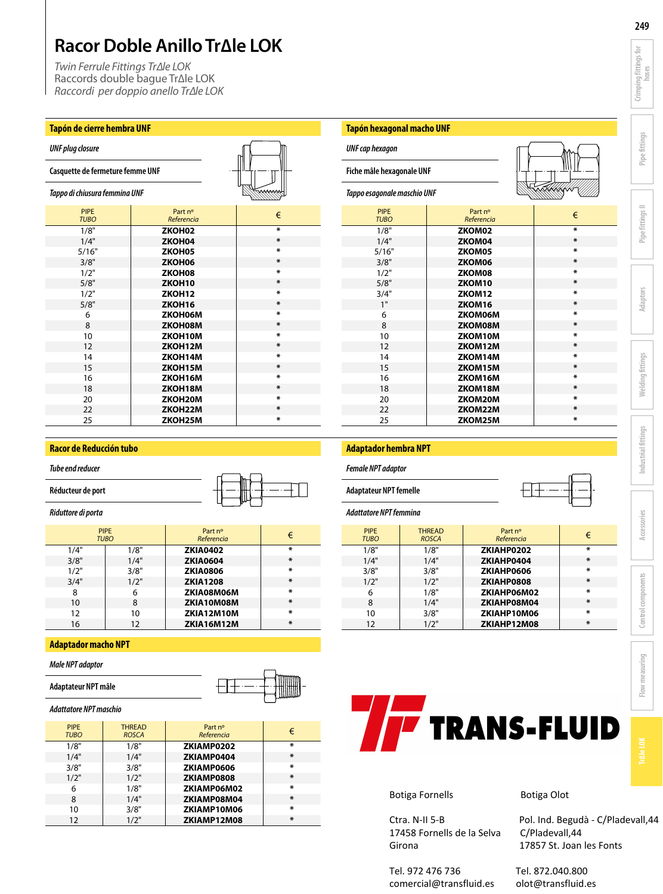# Racor Doble Anillo TrΔle LOK

*Twin Ferrule Fittings TrΔle LOK*
Raccords double bague TrΔle LOK
*Raccordi per doppio anello TrΔle LOK*

## Tapón de cierre hembra UNF

*UNF plug closure*

Casquette de fermeture femme UNF

*Tappo di chiusura femmina UNF*

| PIPE *TUBO* | Part nº *Referencia* | € |
|---|---|---|
| 1/8" | **ZKOH02** | * |
| 1/4" | **ZKOH04** | * |
| 5/16" | **ZKOH05** | * |
| 3/8" | **ZKOH06** | * |
| 1/2" | **ZKOH08** | * |
| 5/8" | **ZKOH10** | * |
| 1/2" | **ZKOH12** | * |
| 5/8" | **ZKOH16** | * |
| 6 | **ZKOH06M** | * |
| 8 | **ZKOH08M** | * |
| 10 | **ZKOH10M** | * |
| 12 | **ZKOH12M** | * |
| 14 | **ZKOH14M** | * |
| 15 | **ZKOH15M** | * |
| 16 | **ZKOH16M** | * |
| 18 | **ZKOH18M** | * |
| 20 | **ZKOH20M** | * |
| 22 | **ZKOH22M** | * |
| 25 | **ZKOH25M** | * |

## Tapón hexagonal macho UNF

*UNF cap hexagon*

Fiche mâle hexagonale UNF

*Tappo esagonale maschio UNF*

| PIPE *TUBO* | Part nº *Referencia* | € |
|---|---|---|
| 1/8" | **ZKOM02** | * |
| 1/4" | **ZKOM04** | * |
| 5/16" | **ZKOM05** | * |
| 3/8" | **ZKOM06** | * |
| 1/2" | **ZKOM08** | * |
| 5/8" | **ZKOM10** | * |
| 3/4" | **ZKOM12** | * |
| 1" | **ZKOM16** | * |
| 6 | **ZKOM06M** | * |
| 8 | **ZKOM08M** | * |
| 10 | **ZKOM10M** | * |
| 12 | **ZKOM12M** | * |
| 14 | **ZKOM14M** | * |
| 15 | **ZKOM15M** | * |
| 16 | **ZKOM16M** | * |
| 18 | **ZKOM18M** | * |
| 20 | **ZKOM20M** | * |
| 22 | **ZKOM22M** | * |
| 25 | **ZKOM25M** | * |

## Racor de Reducción tubo

*Tube end reducer*

Réducteur de port

*Riduttore di porta*

| PIPE *TUBO* | | Part nº *Referencia* | € |
|---|---|---|---|
| 1/4" | 1/8" | **ZKIA0402** | * |
| 3/8" | 1/4" | **ZKIA0604** | * |
| 1/2" | 3/8" | **ZKIA0806** | * |
| 3/4" | 1/2" | **ZKIA1208** | * |
| 8 | 6 | **ZKIA08M06M** | * |
| 10 | 8 | **ZKIA10M08M** | * |
| 12 | 10 | **ZKIA12M10M** | * |
| 16 | 12 | **ZKIA16M12M** | * |

## Adaptador hembra NPT

*Female NPT adaptor*

Adaptateur NPT femelle

*Adattatore NPT femmina*

| PIPE *TUBO* | THREAD *ROSCA* | Part nº *Referencia* | € |
|---|---|---|---|
| 1/8" | 1/8" | **ZKIAHP0202** | * |
| 1/4" | 1/4" | **ZKIAHP0404** | * |
| 3/8" | 3/8" | **ZKIAHP0606** | * |
| 1/2" | 1/2" | **ZKIAHP0808** | * |
| 6 | 1/8" | **ZKIAHP06M02** | * |
| 8 | 1/4" | **ZKIAHP08M04** | * |
| 10 | 3/8" | **ZKIAHP10M06** | * |
| 12 | 1/2" | **ZKIAHP12M08** | * |

## Adaptador macho NPT

*Male NPT adaptor*

Adaptateur NPT mâle

*Adattatore NPT maschio*

| PIPE *TUBO* | THREAD *ROSCA* | Part nº *Referencia* | € |
|---|---|---|---|
| 1/8" | 1/8" | **ZKIAMP0202** | * |
| 1/4" | 1/4" | **ZKIAMP0404** | * |
| 3/8" | 3/8" | **ZKIAMP0606** | * |
| 1/2" | 1/2" | **ZKIAMP0808** | * |
| 6 | 1/8" | **ZKIAMP06M02** | * |
| 8 | 1/4" | **ZKIAMP08M04** | * |
| 10 | 3/8" | **ZKIAMP10M06** | * |
| 12 | 1/2" | **ZKIAMP12M08** | * |

TRANS-FLUID

Botiga Fornells
Ctra. N-II 5-B
17458 Fornells de la Selva
Girona
Tel. 972 476 736
comercial@transfluid.es

Botiga Olot
Pol. Ind. Begudà - C/Pladevall,44
C/Pladevall,44
17857 St. Joan les Fonts
Tel. 872.040.800
olot@transfluid.es